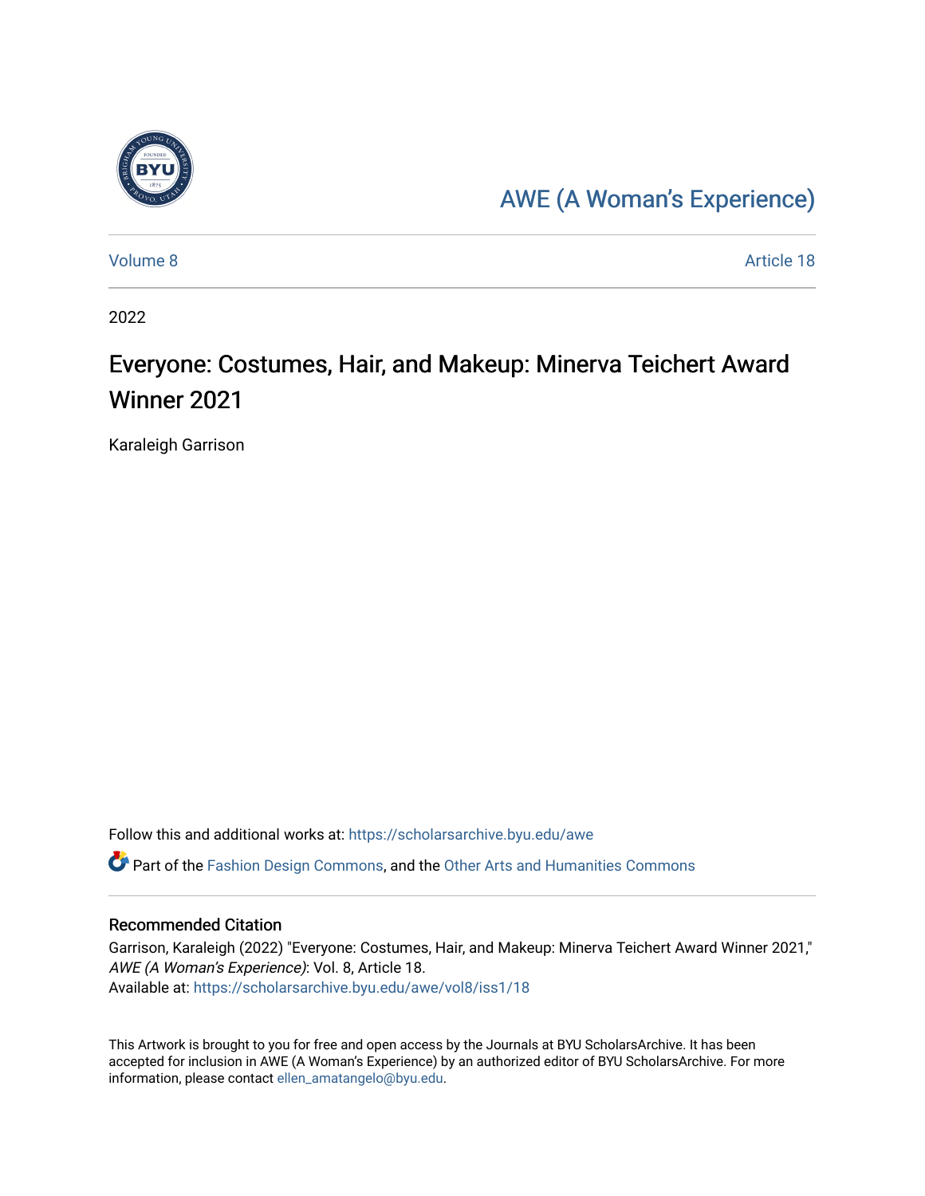AWE (A Woman's Experience)

Volume 8 | Article 18

2022

# Everyone: Costumes, Hair, and Makeup: Minerva Teichert Award Winner 2021

Karaleigh Garrison

Follow this and additional works at: https://scholarsarchive.byu.edu/awe

Part of the Fashion Design Commons, and the Other Arts and Humanities Commons

## Recommended Citation

Garrison, Karaleigh (2022) "Everyone: Costumes, Hair, and Makeup: Minerva Teichert Award Winner 2021," *AWE (A Woman's Experience)*: Vol. 8, Article 18.
Available at: https://scholarsarchive.byu.edu/awe/vol8/iss1/18

This Artwork is brought to you for free and open access by the Journals at BYU ScholarsArchive. It has been accepted for inclusion in AWE (A Woman's Experience) by an authorized editor of BYU ScholarsArchive. For more information, please contact ellen_amatangelo@byu.edu.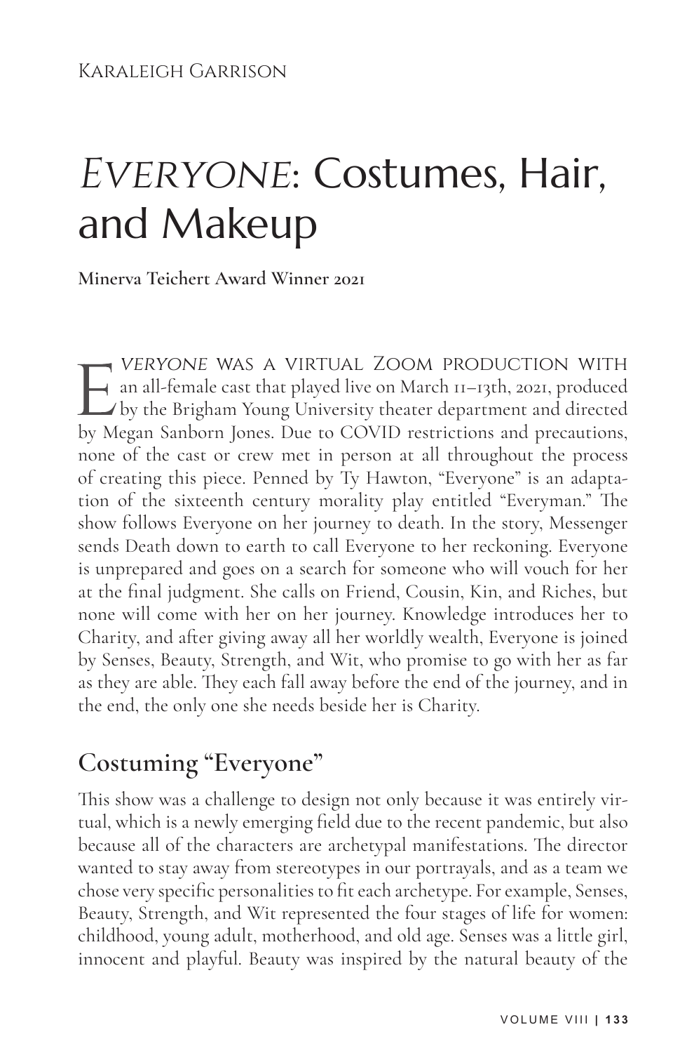Karaleigh Garrison

# *Everyone*: Costumes, Hair, and Makeup

**Minerva Teichert Award Winner 2021**

*Everyone* was a virtual Zoom production with an all-female cast that played live on March 11–13th, 2021, produced by the Brigham Young University theater department and directed by Megan Sanborn Jones. Due to COVID restrictions and precautions, none of the cast or crew met in person at all throughout the process of creating this piece. Penned by Ty Hawton, "Everyone" is an adaptation of the sixteenth century morality play entitled "Everyman." The show follows Everyone on her journey to death. In the story, Messenger sends Death down to earth to call Everyone to her reckoning. Everyone is unprepared and goes on a search for someone who will vouch for her at the final judgment. She calls on Friend, Cousin, Kin, and Riches, but none will come with her on her journey. Knowledge introduces her to Charity, and after giving away all her worldly wealth, Everyone is joined by Senses, Beauty, Strength, and Wit, who promise to go with her as far as they are able. They each fall away before the end of the journey, and in the end, the only one she needs beside her is Charity.

## Costuming "Everyone"

This show was a challenge to design not only because it was entirely virtual, which is a newly emerging field due to the recent pandemic, but also because all of the characters are archetypal manifestations. The director wanted to stay away from stereotypes in our portrayals, and as a team we chose very specific personalities to fit each archetype. For example, Senses, Beauty, Strength, and Wit represented the four stages of life for women: childhood, young adult, motherhood, and old age. Senses was a little girl, innocent and playful. Beauty was inspired by the natural beauty of the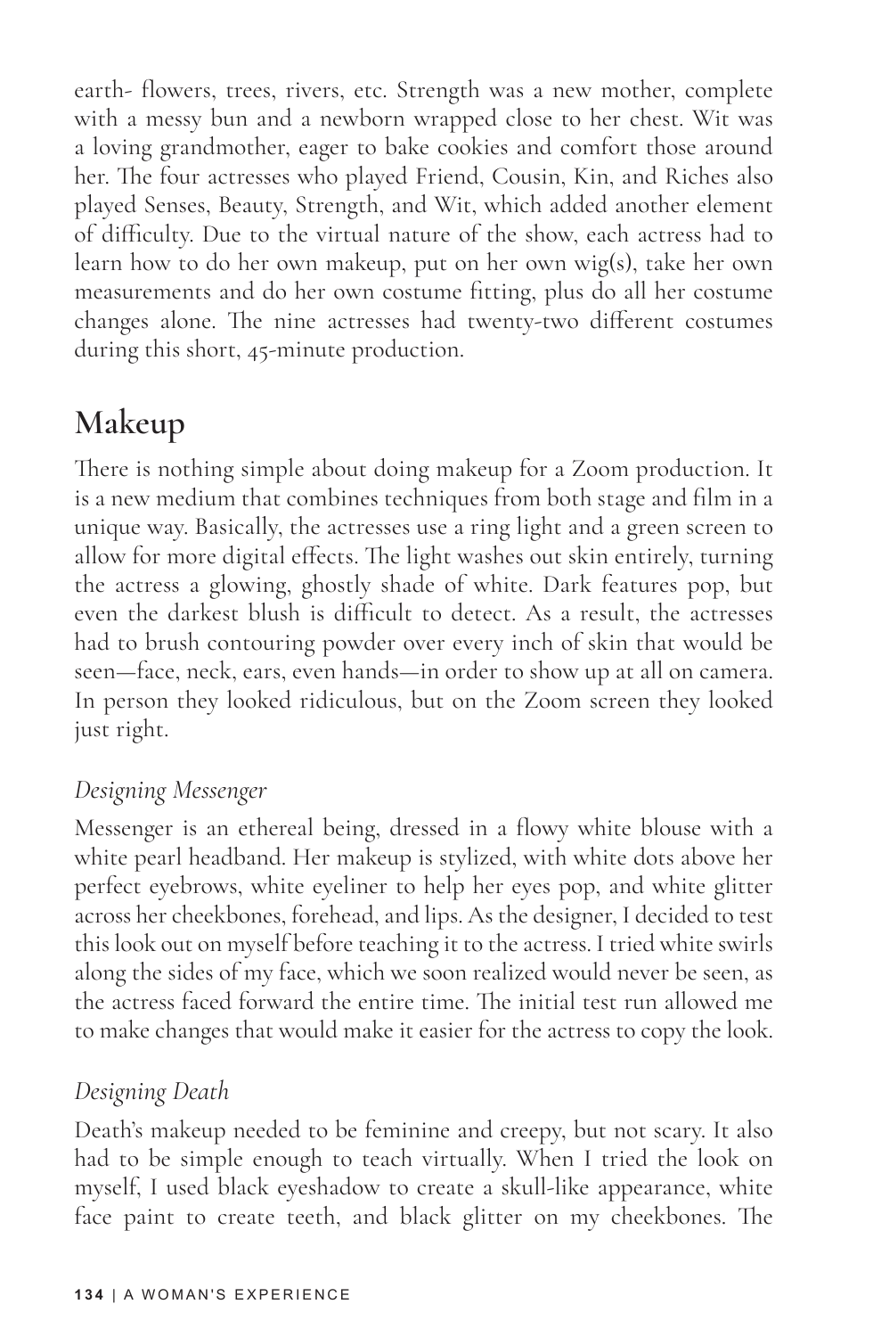earth- flowers, trees, rivers, etc. Strength was a new mother, complete with a messy bun and a newborn wrapped close to her chest. Wit was a loving grandmother, eager to bake cookies and comfort those around her. The four actresses who played Friend, Cousin, Kin, and Riches also played Senses, Beauty, Strength, and Wit, which added another element of difficulty. Due to the virtual nature of the show, each actress had to learn how to do her own makeup, put on her own wig(s), take her own measurements and do her own costume fitting, plus do all her costume changes alone. The nine actresses had twenty-two different costumes during this short, 45-minute production.

## Makeup

There is nothing simple about doing makeup for a Zoom production. It is a new medium that combines techniques from both stage and film in a unique way. Basically, the actresses use a ring light and a green screen to allow for more digital effects. The light washes out skin entirely, turning the actress a glowing, ghostly shade of white. Dark features pop, but even the darkest blush is difficult to detect. As a result, the actresses had to brush contouring powder over every inch of skin that would be seen—face, neck, ears, even hands—in order to show up at all on camera. In person they looked ridiculous, but on the Zoom screen they looked just right.

### *Designing Messenger*

Messenger is an ethereal being, dressed in a flowy white blouse with a white pearl headband. Her makeup is stylized, with white dots above her perfect eyebrows, white eyeliner to help her eyes pop, and white glitter across her cheekbones, forehead, and lips. As the designer, I decided to test this look out on myself before teaching it to the actress. I tried white swirls along the sides of my face, which we soon realized would never be seen, as the actress faced forward the entire time. The initial test run allowed me to make changes that would make it easier for the actress to copy the look.

### *Designing Death*

Death's makeup needed to be feminine and creepy, but not scary. It also had to be simple enough to teach virtually. When I tried the look on myself, I used black eyeshadow to create a skull-like appearance, white face paint to create teeth, and black glitter on my cheekbones. The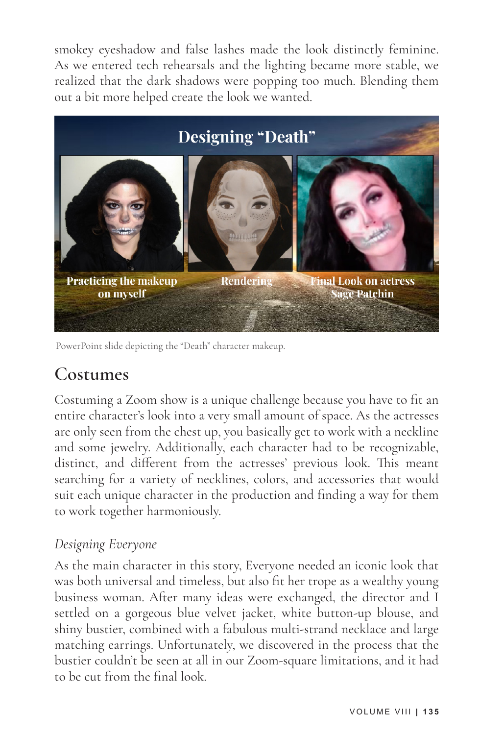smokey eyeshadow and false lashes made the look distinctly feminine. As we entered tech rehearsals and the lighting became more stable, we realized that the dark shadows were popping too much. Blending them out a bit more helped create the look we wanted.

Designing "Death"

Practicing the makeup on myself

Rendering

Final Look on actress Sage Patchin

PowerPoint slide depicting the "Death" character makeup.

## Costumes

Costuming a Zoom show is a unique challenge because you have to fit an entire character's look into a very small amount of space. As the actresses are only seen from the chest up, you basically get to work with a neckline and some jewelry. Additionally, each character had to be recognizable, distinct, and different from the actresses' previous look. This meant searching for a variety of necklines, colors, and accessories that would suit each unique character in the production and finding a way for them to work together harmoniously.

### *Designing Everyone*

As the main character in this story, Everyone needed an iconic look that was both universal and timeless, but also fit her trope as a wealthy young business woman. After many ideas were exchanged, the director and I settled on a gorgeous blue velvet jacket, white button-up blouse, and shiny bustier, combined with a fabulous multi-strand necklace and large matching earrings. Unfortunately, we discovered in the process that the bustier couldn't be seen at all in our Zoom-square limitations, and it had to be cut from the final look.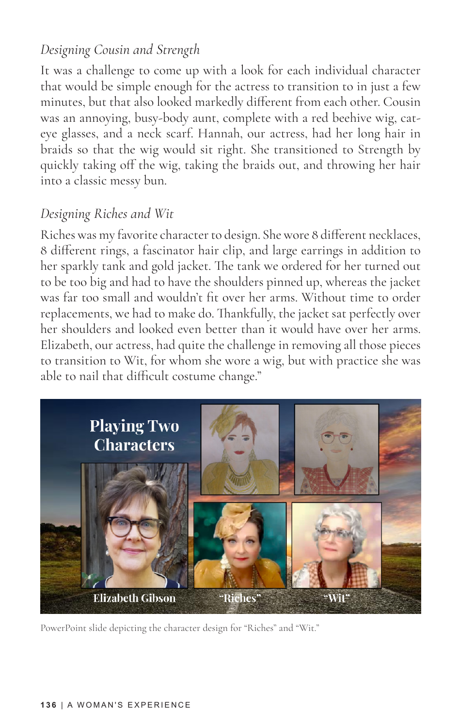*Designing Cousin and Strength*

It was a challenge to come up with a look for each individual character that would be simple enough for the actress to transition to in just a few minutes, but that also looked markedly different from each other. Cousin was an annoying, busy-body aunt, complete with a red beehive wig, cat-eye glasses, and a neck scarf. Hannah, our actress, had her long hair in braids so that the wig would sit right. She transitioned to Strength by quickly taking off the wig, taking the braids out, and throwing her hair into a classic messy bun.

*Designing Riches and Wit*

Riches was my favorite character to design. She wore 8 different necklaces, 8 different rings, a fascinator hair clip, and large earrings in addition to her sparkly tank and gold jacket. The tank we ordered for her turned out to be too big and had to have the shoulders pinned up, whereas the jacket was far too small and wouldn't fit over her arms. Without time to order replacements, we had to make do. Thankfully, the jacket sat perfectly over her shoulders and looked even better than it would have over her arms. Elizabeth, our actress, had quite the challenge in removing all those pieces to transition to Wit, for whom she wore a wig, but with practice she was able to nail that difficult costume change."

PowerPoint slide depicting the character design for "Riches" and "Wit."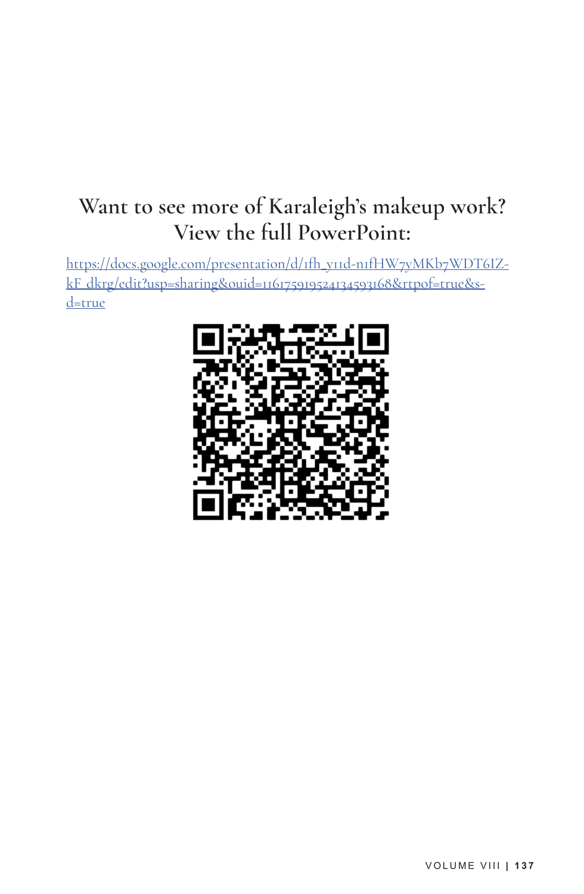## Want to see more of Karaleigh's makeup work? View the full PowerPoint:

https://docs.google.com/presentation/d/1fh_y11d-n1fHW7yMKb7WDT6IZ-kF_dkrg/edit?usp=sharing&ouid=116175919524134593168&rtpof=true&sd=true